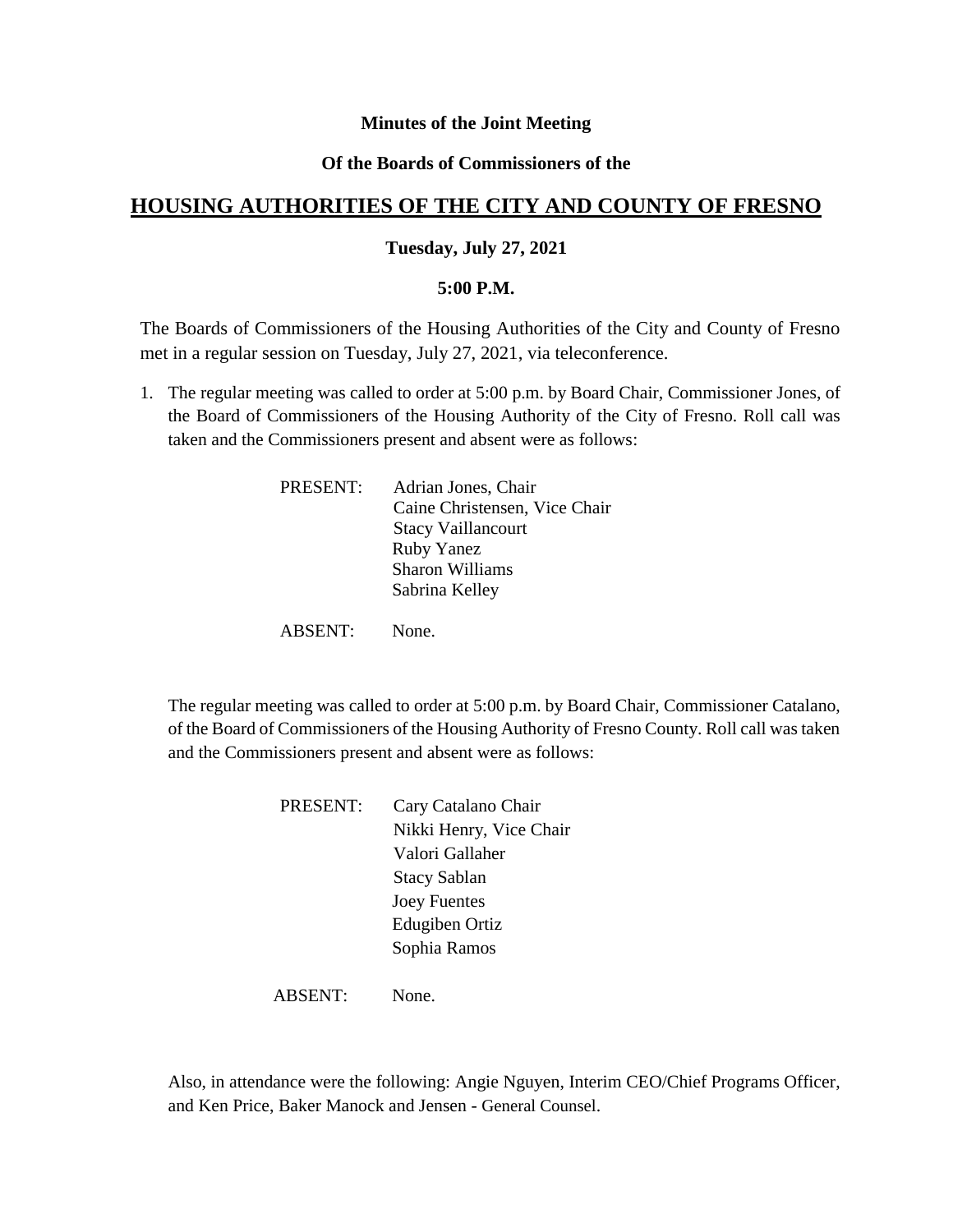**Minutes of the Joint Meeting**

**Of the Boards of Commissioners of the**

# HOUSING AUTHORITIES OF THE CITY AND COUNTY OF FRESNO

**Tuesday, July 27, 2021**

**5:00 P.M.**

The Boards of Commissioners of the Housing Authorities of the City and County of Fresno met in a regular session on Tuesday, July 27, 2021, via teleconference.

1. The regular meeting was called to order at 5:00 p.m. by Board Chair, Commissioner Jones, of the Board of Commissioners of the Housing Authority of the City of Fresno. Roll call was taken and the Commissioners present and absent were as follows:

   PRESENT: Adrian Jones, Chair
   Caine Christensen, Vice Chair
   Stacy Vaillancourt
   Ruby Yanez
   Sharon Williams
   Sabrina Kelley

   ABSENT: None.

   The regular meeting was called to order at 5:00 p.m. by Board Chair, Commissioner Catalano, of the Board of Commissioners of the Housing Authority of Fresno County. Roll call was taken and the Commissioners present and absent were as follows:

   PRESENT: Cary Catalano Chair
   Nikki Henry, Vice Chair
   Valori Gallaher
   Stacy Sablan
   Joey Fuentes
   Edugiben Ortiz
   Sophia Ramos

   ABSENT: None.

   Also, in attendance were the following: Angie Nguyen, Interim CEO/Chief Programs Officer, and Ken Price, Baker Manock and Jensen - General Counsel.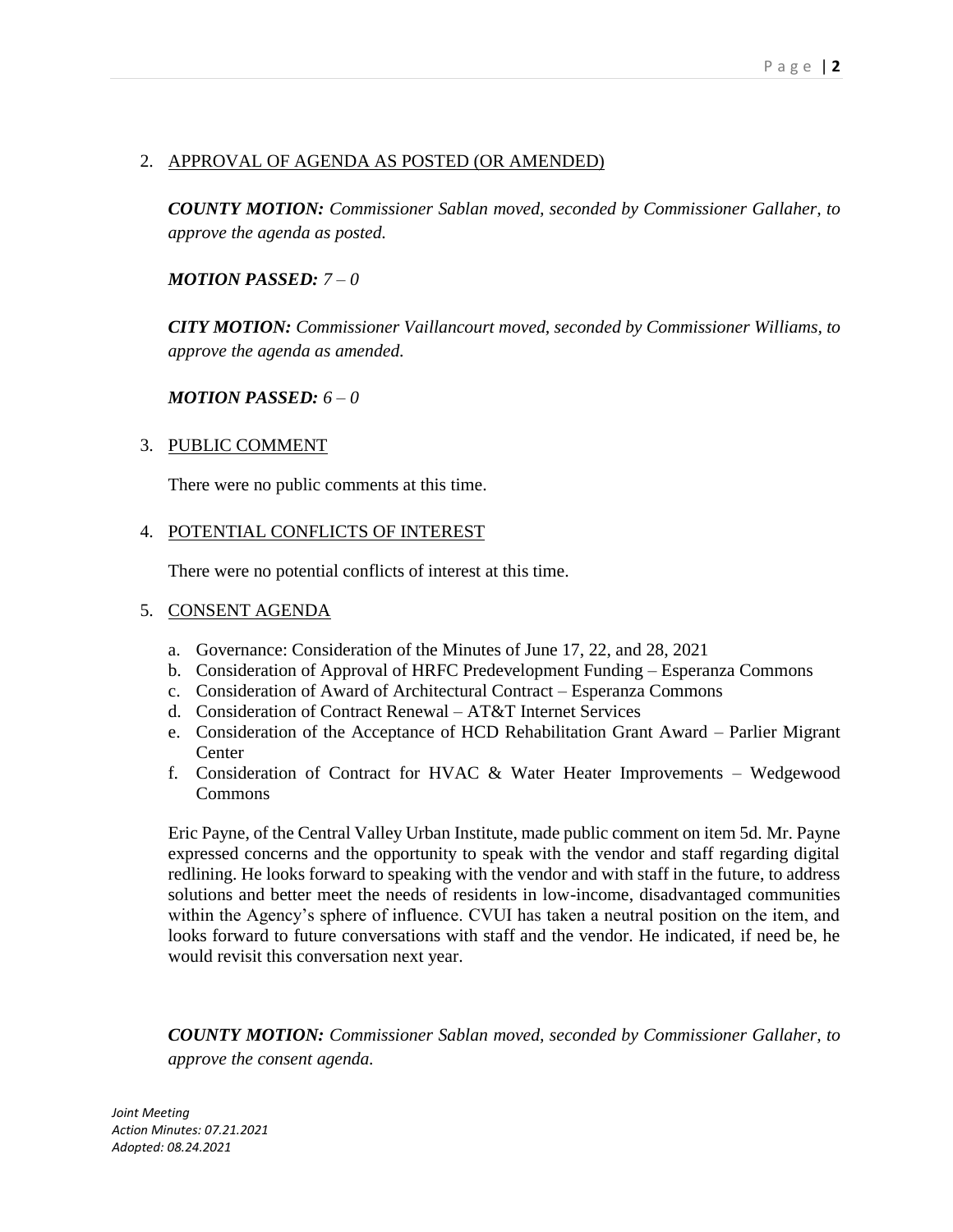2. APPROVAL OF AGENDA AS POSTED (OR AMENDED)

   ***COUNTY MOTION:*** *Commissioner Sablan moved, seconded by Commissioner Gallaher, to approve the agenda as posted.*

   ***MOTION PASSED:*** *7 – 0*

   ***CITY MOTION:*** *Commissioner Vaillancourt moved, seconded by Commissioner Williams, to approve the agenda as amended.*

   ***MOTION PASSED:*** *6 – 0*

3. PUBLIC COMMENT

   There were no public comments at this time.

4. POTENTIAL CONFLICTS OF INTEREST

   There were no potential conflicts of interest at this time.

5. CONSENT AGENDA

   a. Governance: Consideration of the Minutes of June 17, 22, and 28, 2021
   b. Consideration of Approval of HRFC Predevelopment Funding – Esperanza Commons
   c. Consideration of Award of Architectural Contract – Esperanza Commons
   d. Consideration of Contract Renewal – AT&T Internet Services
   e. Consideration of the Acceptance of HCD Rehabilitation Grant Award – Parlier Migrant Center
   f. Consideration of Contract for HVAC & Water Heater Improvements – Wedgewood Commons

   Eric Payne, of the Central Valley Urban Institute, made public comment on item 5d. Mr. Payne expressed concerns and the opportunity to speak with the vendor and staff regarding digital redlining. He looks forward to speaking with the vendor and with staff in the future, to address solutions and better meet the needs of residents in low-income, disadvantaged communities within the Agency's sphere of influence. CVUI has taken a neutral position on the item, and looks forward to future conversations with staff and the vendor. He indicated, if need be, he would revisit this conversation next year.

   ***COUNTY MOTION:*** *Commissioner Sablan moved, seconded by Commissioner Gallaher, to approve the consent agenda.*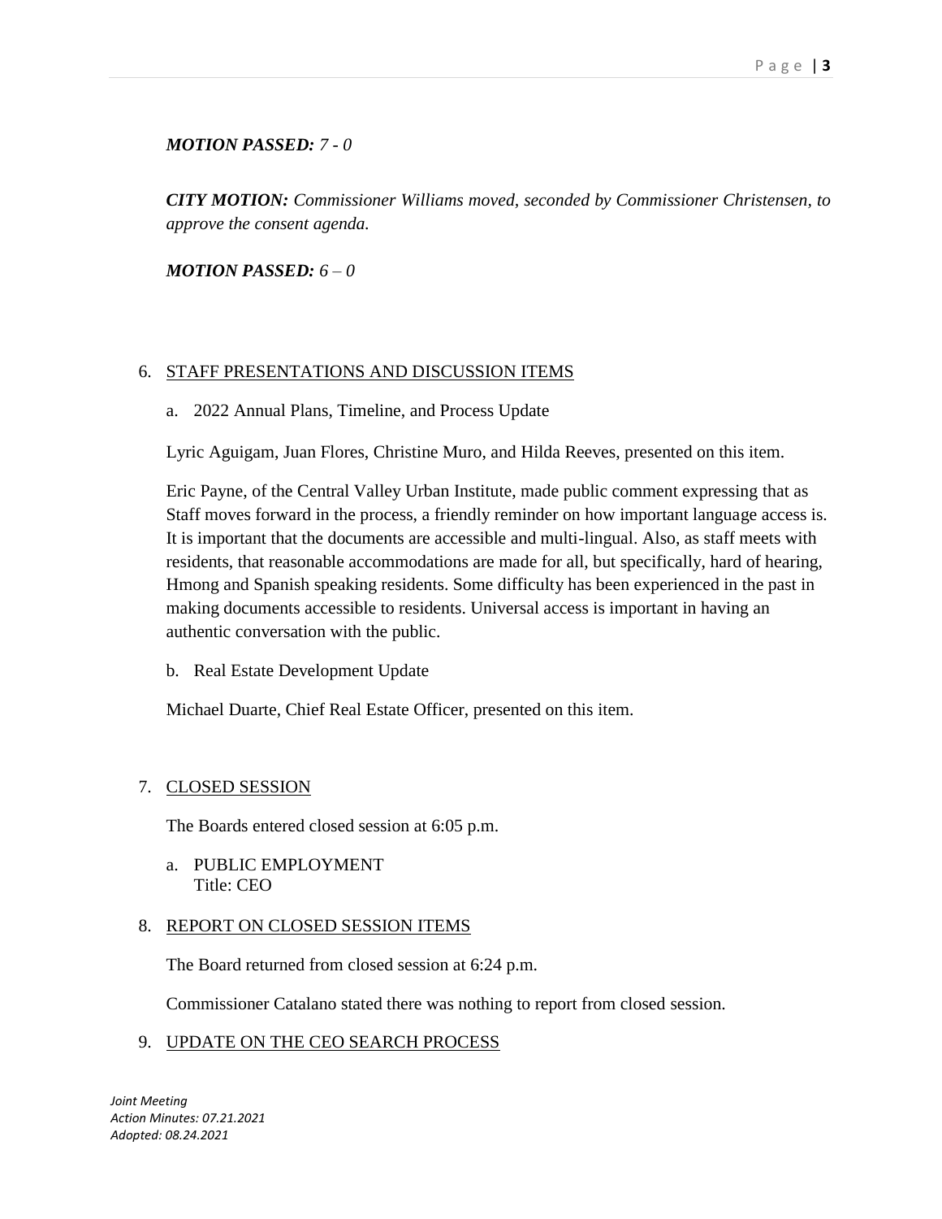***MOTION PASSED:*** *7 - 0*

***CITY MOTION:*** *Commissioner Williams moved, seconded by Commissioner Christensen, to approve the consent agenda.*

***MOTION PASSED:*** *6 – 0*

6. STAFF PRESENTATIONS AND DISCUSSION ITEMS

   a. 2022 Annual Plans, Timeline, and Process Update

   Lyric Aguigam, Juan Flores, Christine Muro, and Hilda Reeves, presented on this item.

   Eric Payne, of the Central Valley Urban Institute, made public comment expressing that as Staff moves forward in the process, a friendly reminder on how important language access is. It is important that the documents are accessible and multi-lingual. Also, as staff meets with residents, that reasonable accommodations are made for all, but specifically, hard of hearing, Hmong and Spanish speaking residents. Some difficulty has been experienced in the past in making documents accessible to residents. Universal access is important in having an authentic conversation with the public.

   b. Real Estate Development Update

   Michael Duarte, Chief Real Estate Officer, presented on this item.

7. CLOSED SESSION

   The Boards entered closed session at 6:05 p.m.

   a. PUBLIC EMPLOYMENT
      Title: CEO

8. REPORT ON CLOSED SESSION ITEMS

   The Board returned from closed session at 6:24 p.m.

   Commissioner Catalano stated there was nothing to report from closed session.

9. UPDATE ON THE CEO SEARCH PROCESS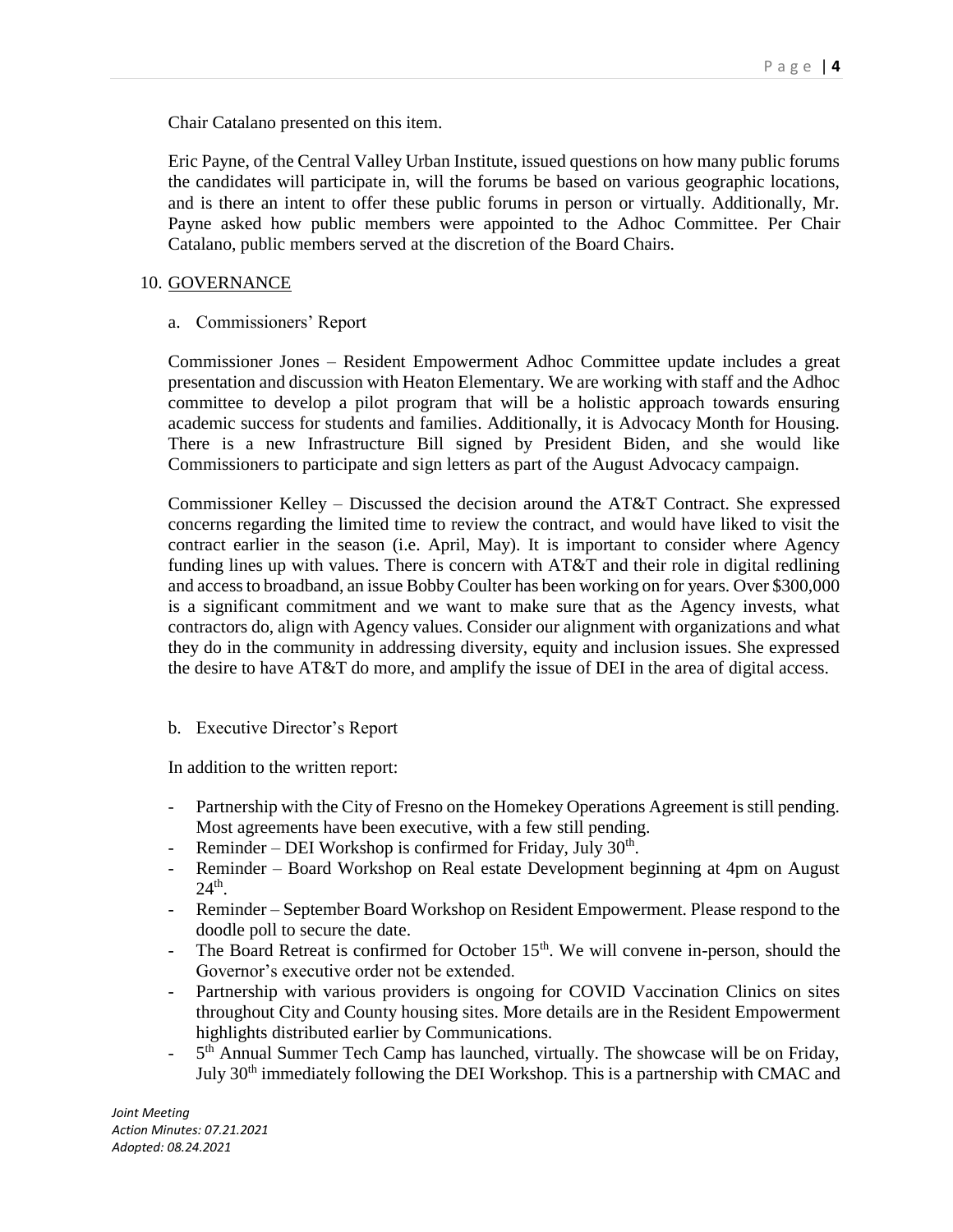Chair Catalano presented on this item.

Eric Payne, of the Central Valley Urban Institute, issued questions on how many public forums the candidates will participate in, will the forums be based on various geographic locations, and is there an intent to offer these public forums in person or virtually. Additionally, Mr. Payne asked how public members were appointed to the Adhoc Committee. Per Chair Catalano, public members served at the discretion of the Board Chairs.

10. GOVERNANCE

a. Commissioners' Report

Commissioner Jones – Resident Empowerment Adhoc Committee update includes a great presentation and discussion with Heaton Elementary. We are working with staff and the Adhoc committee to develop a pilot program that will be a holistic approach towards ensuring academic success for students and families. Additionally, it is Advocacy Month for Housing. There is a new Infrastructure Bill signed by President Biden, and she would like Commissioners to participate and sign letters as part of the August Advocacy campaign.

Commissioner Kelley – Discussed the decision around the AT&T Contract. She expressed concerns regarding the limited time to review the contract, and would have liked to visit the contract earlier in the season (i.e. April, May). It is important to consider where Agency funding lines up with values. There is concern with AT&T and their role in digital redlining and access to broadband, an issue Bobby Coulter has been working on for years. Over $300,000 is a significant commitment and we want to make sure that as the Agency invests, what contractors do, align with Agency values. Consider our alignment with organizations and what they do in the community in addressing diversity, equity and inclusion issues. She expressed the desire to have AT&T do more, and amplify the issue of DEI in the area of digital access.

b. Executive Director's Report

In addition to the written report:

- Partnership with the City of Fresno on the Homekey Operations Agreement is still pending. Most agreements have been executive, with a few still pending.
- Reminder – DEI Workshop is confirmed for Friday, July 30th.
- Reminder – Board Workshop on Real estate Development beginning at 4pm on August 24th.
- Reminder – September Board Workshop on Resident Empowerment. Please respond to the doodle poll to secure the date.
- The Board Retreat is confirmed for October 15th. We will convene in-person, should the Governor's executive order not be extended.
- Partnership with various providers is ongoing for COVID Vaccination Clinics on sites throughout City and County housing sites. More details are in the Resident Empowerment highlights distributed earlier by Communications.
- 5th Annual Summer Tech Camp has launched, virtually. The showcase will be on Friday, July 30th immediately following the DEI Workshop. This is a partnership with CMAC and

*Joint Meeting*
*Action Minutes: 07.21.2021*
*Adopted: 08.24.2021*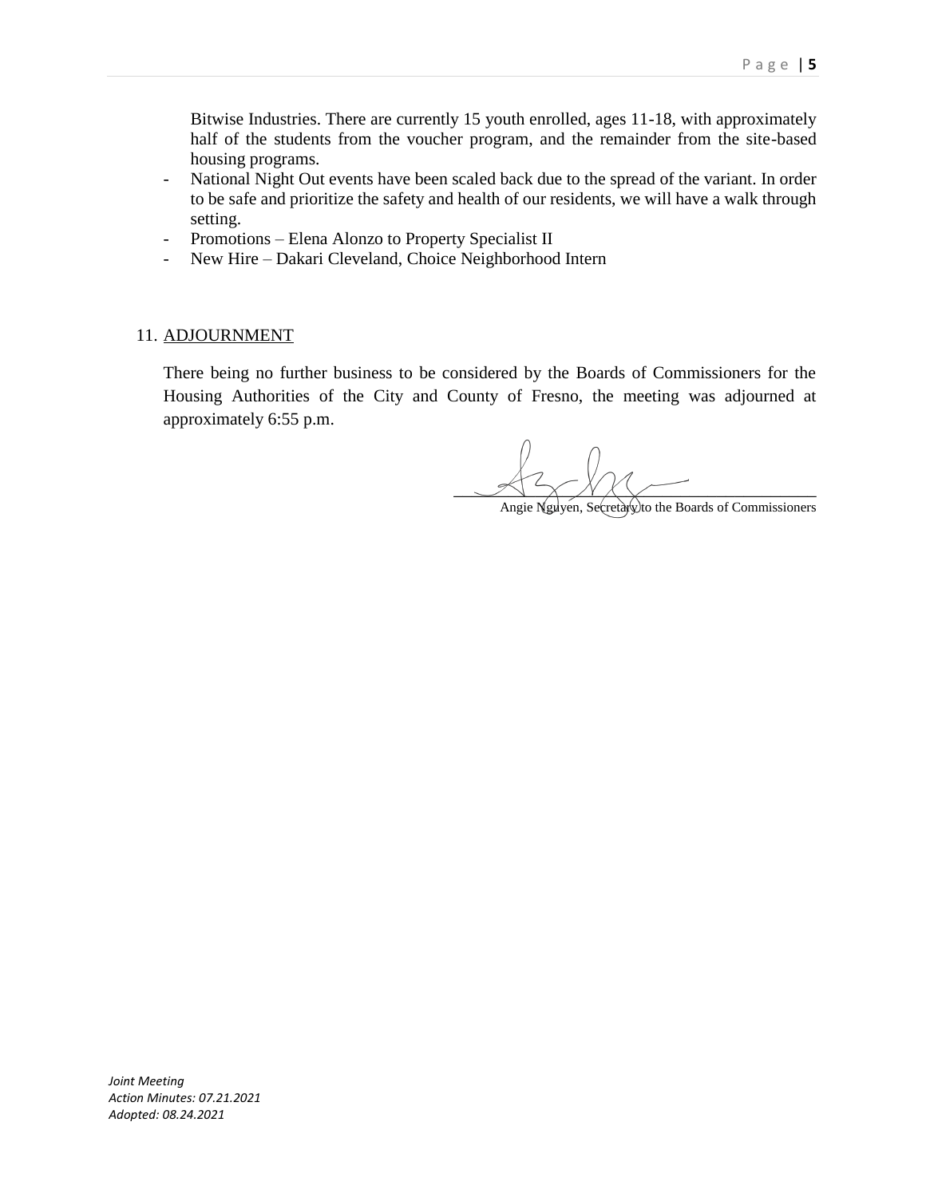Bitwise Industries. There are currently 15 youth enrolled, ages 11-18, with approximately half of the students from the voucher program, and the remainder from the site-based housing programs.

- National Night Out events have been scaled back due to the spread of the variant. In order to be safe and prioritize the safety and health of our residents, we will have a walk through setting.
- Promotions – Elena Alonzo to Property Specialist II
- New Hire – Dakari Cleveland, Choice Neighborhood Intern

11. ADJOURNMENT

There being no further business to be considered by the Boards of Commissioners for the Housing Authorities of the City and County of Fresno, the meeting was adjourned at approximately 6:55 p.m.

Angie Nguyen, Secretary to the Boards of Commissioners

*Joint Meeting*
*Action Minutes: 07.21.2021*
*Adopted: 08.24.2021*